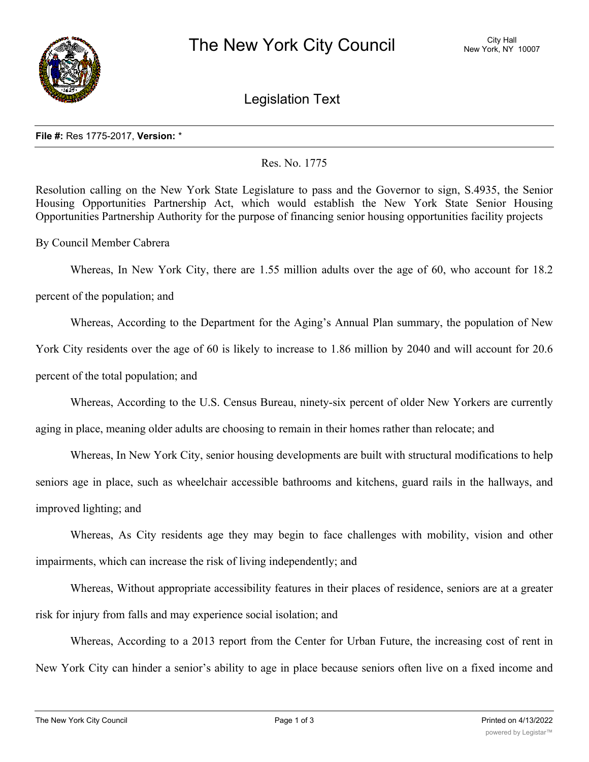# The New York City Council

City Hall
New York, NY 10007

## Legislation Text

**File #:** Res 1775-2017, **Version:** *

Res. No. 1775

Resolution calling on the New York State Legislature to pass and the Governor to sign, S.4935, the Senior Housing Opportunities Partnership Act, which would establish the New York State Senior Housing Opportunities Partnership Authority for the purpose of financing senior housing opportunities facility projects

By Council Member Cabrera

Whereas, In New York City, there are 1.55 million adults over the age of 60, who account for 18.2 percent of the population; and

Whereas, According to the Department for the Aging's Annual Plan summary, the population of New York City residents over the age of 60 is likely to increase to 1.86 million by 2040 and will account for 20.6 percent of the total population; and

Whereas, According to the U.S. Census Bureau, ninety-six percent of older New Yorkers are currently aging in place, meaning older adults are choosing to remain in their homes rather than relocate; and

Whereas, In New York City, senior housing developments are built with structural modifications to help seniors age in place, such as wheelchair accessible bathrooms and kitchens, guard rails in the hallways, and improved lighting; and

Whereas, As City residents age they may begin to face challenges with mobility, vision and other impairments, which can increase the risk of living independently; and

Whereas, Without appropriate accessibility features in their places of residence, seniors are at a greater risk for injury from falls and may experience social isolation; and

Whereas, According to a 2013 report from the Center for Urban Future, the increasing cost of rent in New York City can hinder a senior's ability to age in place because seniors often live on a fixed income and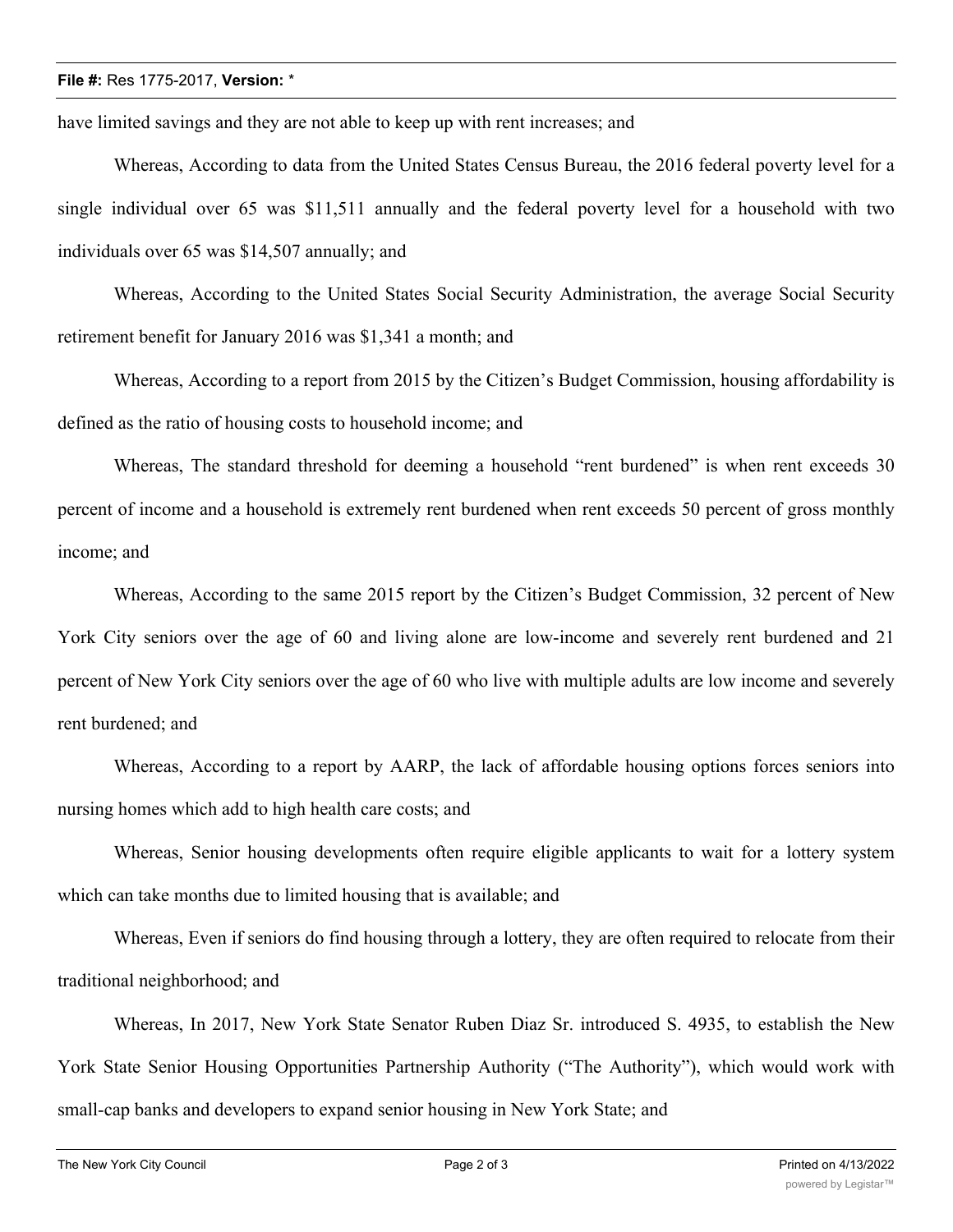have limited savings and they are not able to keep up with rent increases; and

Whereas, According to data from the United States Census Bureau, the 2016 federal poverty level for a single individual over 65 was $11,511 annually and the federal poverty level for a household with two individuals over 65 was $14,507 annually; and

Whereas, According to the United States Social Security Administration, the average Social Security retirement benefit for January 2016 was $1,341 a month; and

Whereas, According to a report from 2015 by the Citizen's Budget Commission, housing affordability is defined as the ratio of housing costs to household income; and

Whereas, The standard threshold for deeming a household "rent burdened" is when rent exceeds 30 percent of income and a household is extremely rent burdened when rent exceeds 50 percent of gross monthly income; and

Whereas, According to the same 2015 report by the Citizen's Budget Commission, 32 percent of New York City seniors over the age of 60 and living alone are low-income and severely rent burdened and 21 percent of New York City seniors over the age of 60 who live with multiple adults are low income and severely rent burdened; and

Whereas, According to a report by AARP, the lack of affordable housing options forces seniors into nursing homes which add to high health care costs; and

Whereas, Senior housing developments often require eligible applicants to wait for a lottery system which can take months due to limited housing that is available; and

Whereas, Even if seniors do find housing through a lottery, they are often required to relocate from their traditional neighborhood; and

Whereas, In 2017, New York State Senator Ruben Diaz Sr. introduced S. 4935, to establish the New York State Senior Housing Opportunities Partnership Authority ("The Authority"), which would work with small-cap banks and developers to expand senior housing in New York State; and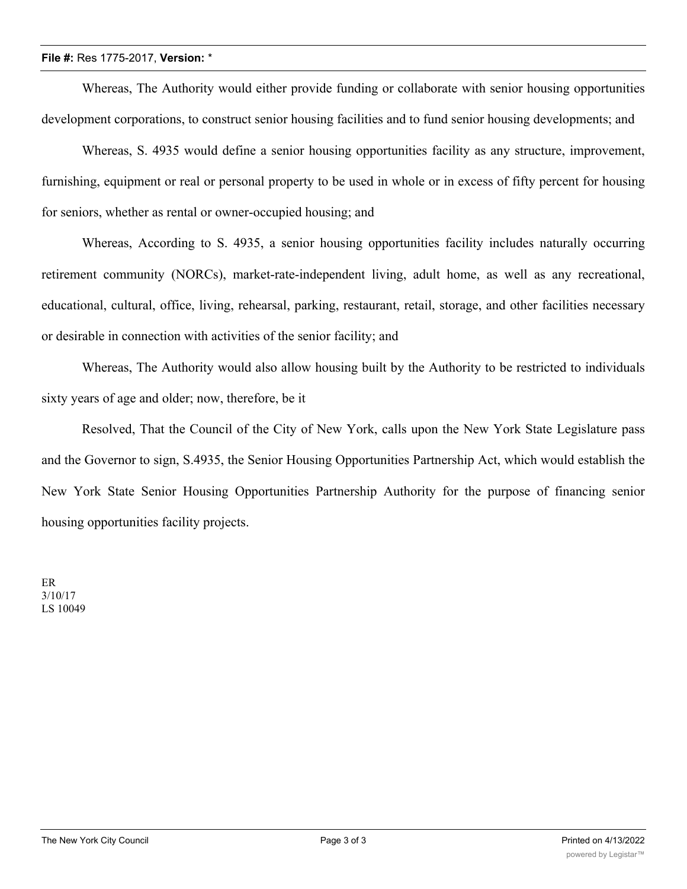Whereas, The Authority would either provide funding or collaborate with senior housing opportunities development corporations, to construct senior housing facilities and to fund senior housing developments; and

Whereas, S. 4935 would define a senior housing opportunities facility as any structure, improvement, furnishing, equipment or real or personal property to be used in whole or in excess of fifty percent for housing for seniors, whether as rental or owner-occupied housing; and

Whereas, According to S. 4935, a senior housing opportunities facility includes naturally occurring retirement community (NORCs), market-rate-independent living, adult home, as well as any recreational, educational, cultural, office, living, rehearsal, parking, restaurant, retail, storage, and other facilities necessary or desirable in connection with activities of the senior facility; and

Whereas, The Authority would also allow housing built by the Authority to be restricted to individuals sixty years of age and older; now, therefore, be it

Resolved, That the Council of the City of New York, calls upon the New York State Legislature pass and the Governor to sign, S.4935, the Senior Housing Opportunities Partnership Act, which would establish the New York State Senior Housing Opportunities Partnership Authority for the purpose of financing senior housing opportunities facility projects.

ER
3/10/17
LS 10049